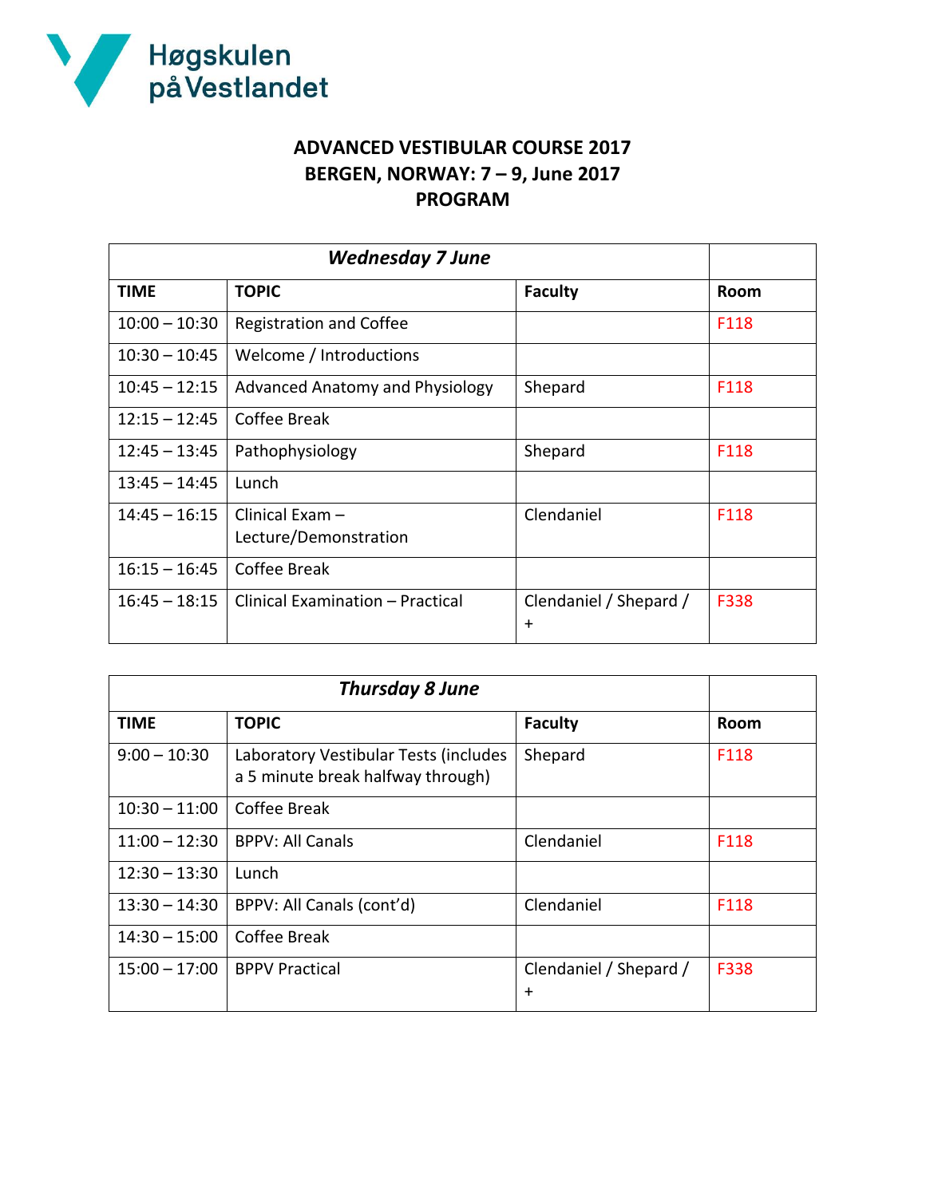Høgskulen på Vestlandet

# ADVANCED VESTIBULAR COURSE 2017
## BERGEN, NORWAY: 7 – 9, June 2017
## PROGRAM

| *Wednesday 7 June* | | | |
|---|---|---|---|
| **TIME** | **TOPIC** | **Faculty** | **Room** |
| 10:00 – 10:30 | Registration and Coffee | | F118 |
| 10:30 – 10:45 | Welcome / Introductions | | |
| 10:45 – 12:15 | Advanced Anatomy and Physiology | Shepard | F118 |
| 12:15 – 12:45 | Coffee Break | | |
| 12:45 – 13:45 | Pathophysiology | Shepard | F118 |
| 13:45 – 14:45 | Lunch | | |
| 14:45 – 16:15 | Clinical Exam – Lecture/Demonstration | Clendaniel | F118 |
| 16:15 – 16:45 | Coffee Break | | |
| 16:45 – 18:15 | Clinical Examination – Practical | Clendaniel / Shepard / + | F338 |

| *Thursday 8 June* | | | |
|---|---|---|---|
| **TIME** | **TOPIC** | **Faculty** | **Room** |
| 9:00 – 10:30 | Laboratory Vestibular Tests (includes a 5 minute break halfway through) | Shepard | F118 |
| 10:30 – 11:00 | Coffee Break | | |
| 11:00 – 12:30 | BPPV: All Canals | Clendaniel | F118 |
| 12:30 – 13:30 | Lunch | | |
| 13:30 – 14:30 | BPPV: All Canals (cont'd) | Clendaniel | F118 |
| 14:30 – 15:00 | Coffee Break | | |
| 15:00 – 17:00 | BPPV Practical | Clendaniel / Shepard / + | F338 |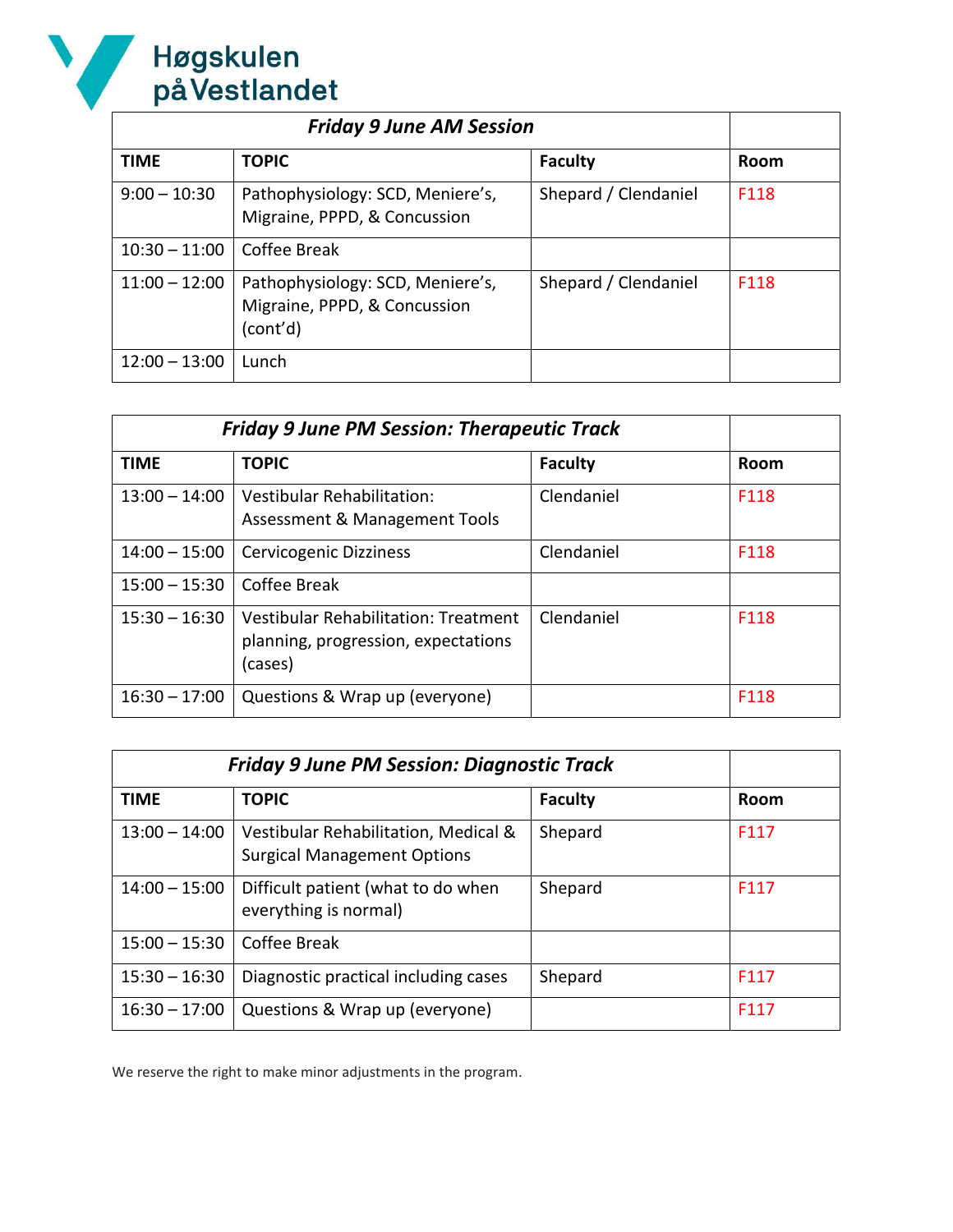Høgskulen på Vestlandet

| *Friday 9 June AM Session* | | | |
|---|---|---|---|
| **TIME** | **TOPIC** | **Faculty** | **Room** |
| 9:00 – 10:30 | Pathophysiology: SCD, Meniere's, Migraine, PPPD, & Concussion | Shepard / Clendaniel | F118 |
| 10:30 – 11:00 | Coffee Break | | |
| 11:00 – 12:00 | Pathophysiology: SCD, Meniere's, Migraine, PPPD, & Concussion (cont'd) | Shepard / Clendaniel | F118 |
| 12:00 – 13:00 | Lunch | | |

| *Friday 9 June PM Session: Therapeutic Track* | | | |
|---|---|---|---|
| **TIME** | **TOPIC** | **Faculty** | **Room** |
| 13:00 – 14:00 | Vestibular Rehabilitation: Assessment & Management Tools | Clendaniel | F118 |
| 14:00 – 15:00 | Cervicogenic Dizziness | Clendaniel | F118 |
| 15:00 – 15:30 | Coffee Break | | |
| 15:30 – 16:30 | Vestibular Rehabilitation: Treatment planning, progression, expectations (cases) | Clendaniel | F118 |
| 16:30 – 17:00 | Questions & Wrap up (everyone) | | F118 |

| *Friday 9 June PM Session: Diagnostic Track* | | | |
|---|---|---|---|
| **TIME** | **TOPIC** | **Faculty** | **Room** |
| 13:00 – 14:00 | Vestibular Rehabilitation, Medical & Surgical Management Options | Shepard | F117 |
| 14:00 – 15:00 | Difficult patient (what to do when everything is normal) | Shepard | F117 |
| 15:00 – 15:30 | Coffee Break | | |
| 15:30 – 16:30 | Diagnostic practical including cases | Shepard | F117 |
| 16:30 – 17:00 | Questions & Wrap up (everyone) | | F117 |

We reserve the right to make minor adjustments in the program.